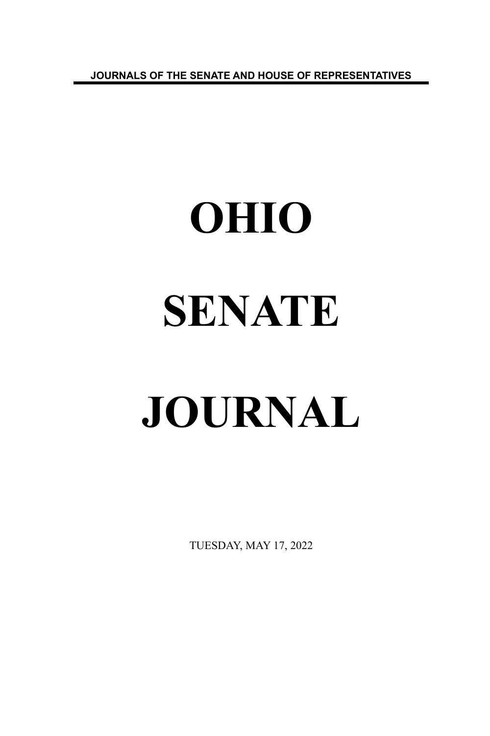JOURNALS OF THE SENATE AND HOUSE OF REPRESENTATIVES

# OHIO

# SENATE

# JOURNAL

TUESDAY, MAY 17, 2022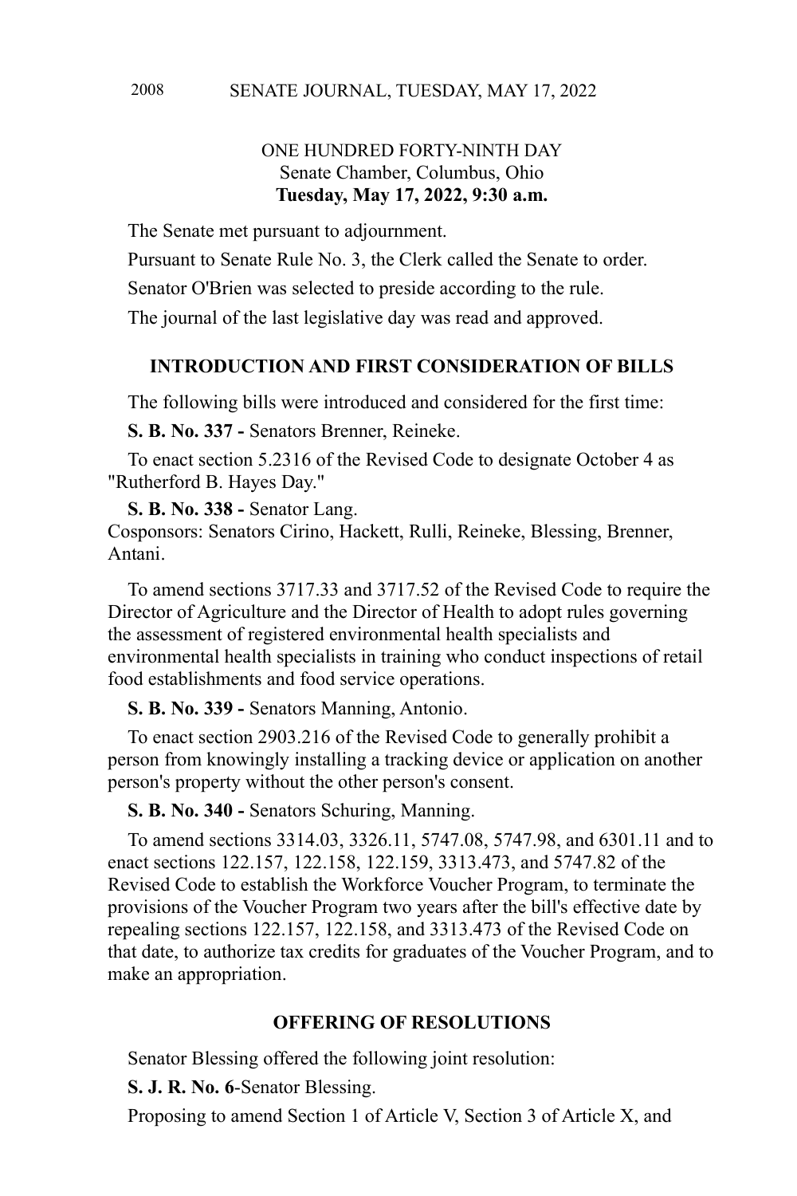ONE HUNDRED FORTY-NINTH DAY
Senate Chamber, Columbus, Ohio
**Tuesday, May 17, 2022, 9:30 a.m.**

The Senate met pursuant to adjournment.

Pursuant to Senate Rule No. 3, the Clerk called the Senate to order.

Senator O'Brien was selected to preside according to the rule.

The journal of the last legislative day was read and approved.

## INTRODUCTION AND FIRST CONSIDERATION OF BILLS

The following bills were introduced and considered for the first time:

**S. B. No. 337 -** Senators Brenner, Reineke.

To enact section 5.2316 of the Revised Code to designate October 4 as "Rutherford B. Hayes Day."

**S. B. No. 338 -** Senator Lang.
Cosponsors: Senators Cirino, Hackett, Rulli, Reineke, Blessing, Brenner, Antani.

To amend sections 3717.33 and 3717.52 of the Revised Code to require the Director of Agriculture and the Director of Health to adopt rules governing the assessment of registered environmental health specialists and environmental health specialists in training who conduct inspections of retail food establishments and food service operations.

**S. B. No. 339 -** Senators Manning, Antonio.

To enact section 2903.216 of the Revised Code to generally prohibit a person from knowingly installing a tracking device or application on another person's property without the other person's consent.

**S. B. No. 340 -** Senators Schuring, Manning.

To amend sections 3314.03, 3326.11, 5747.08, 5747.98, and 6301.11 and to enact sections 122.157, 122.158, 122.159, 3313.473, and 5747.82 of the Revised Code to establish the Workforce Voucher Program, to terminate the provisions of the Voucher Program two years after the bill's effective date by repealing sections 122.157, 122.158, and 3313.473 of the Revised Code on that date, to authorize tax credits for graduates of the Voucher Program, and to make an appropriation.

## OFFERING OF RESOLUTIONS

Senator Blessing offered the following joint resolution:

**S. J. R. No. 6**-Senator Blessing.

Proposing to amend Section 1 of Article V, Section 3 of Article X, and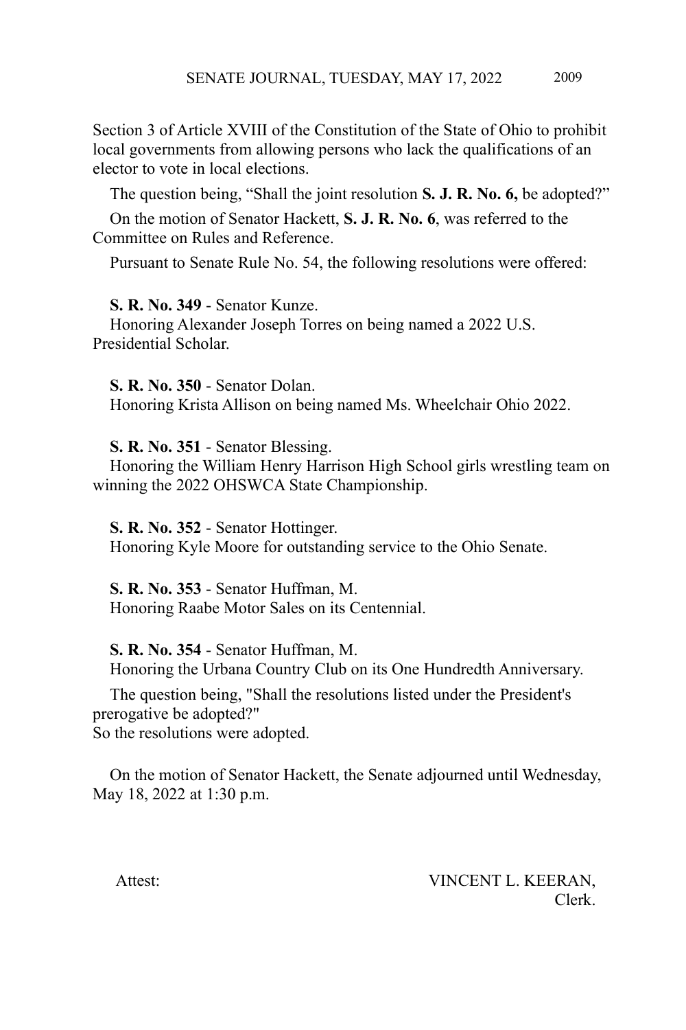Section 3 of Article XVIII of the Constitution of the State of Ohio to prohibit local governments from allowing persons who lack the qualifications of an elector to vote in local elections.

The question being, “Shall the joint resolution **S. J. R. No. 6,** be adopted?”

On the motion of Senator Hackett, **S. J. R. No. 6**, was referred to the Committee on Rules and Reference.

Pursuant to Senate Rule No. 54, the following resolutions were offered:

**S. R. No. 349** - Senator Kunze.
Honoring Alexander Joseph Torres on being named a 2022 U.S. Presidential Scholar.

**S. R. No. 350** - Senator Dolan.
Honoring Krista Allison on being named Ms. Wheelchair Ohio 2022.

**S. R. No. 351** - Senator Blessing.
Honoring the William Henry Harrison High School girls wrestling team on winning the 2022 OHSWCA State Championship.

**S. R. No. 352** - Senator Hottinger.
Honoring Kyle Moore for outstanding service to the Ohio Senate.

**S. R. No. 353** - Senator Huffman, M.
Honoring Raabe Motor Sales on its Centennial.

**S. R. No. 354** - Senator Huffman, M.
Honoring the Urbana Country Club on its One Hundredth Anniversary.

The question being, "Shall the resolutions listed under the President's prerogative be adopted?"
So the resolutions were adopted.

On the motion of Senator Hackett, the Senate adjourned until Wednesday, May 18, 2022 at 1:30 p.m.

Attest: VINCENT L. KEERAN,
Clerk.